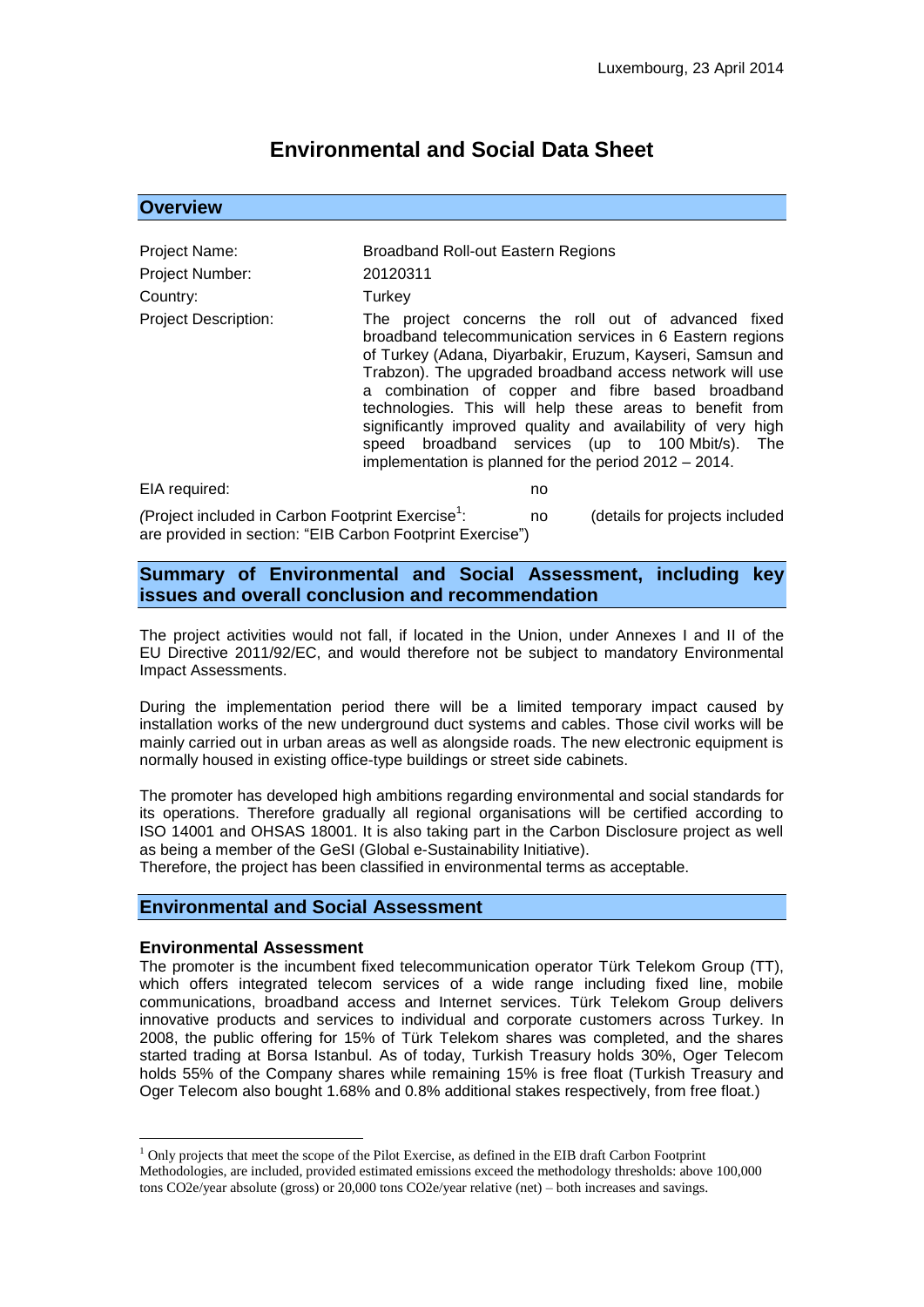Luxembourg, 23 April 2014

# Environmental and Social Data Sheet

## Overview

| | |
|---|---|
| Project Name: | Broadband Roll-out Eastern Regions |
| Project Number: | 20120311 |
| Country: | Turkey |
| Project Description: | The project concerns the roll out of advanced fixed broadband telecommunication services in 6 Eastern regions of Turkey (Adana, Diyarbakir, Eruzum, Kayseri, Samsun and Trabzon). The upgraded broadband access network will use a combination of copper and fibre based broadband technologies. This will help these areas to benefit from significantly improved quality and availability of very high speed broadband services (up to 100 Mbit/s). The implementation is planned for the period 2012 – 2014. |

EIA required: no

*(*Project included in Carbon Footprint Exercise[1]: no (details for projects included are provided in section: "EIB Carbon Footprint Exercise")

## Summary of Environmental and Social Assessment, including key issues and overall conclusion and recommendation

The project activities would not fall, if located in the Union, under Annexes I and II of the EU Directive 2011/92/EC, and would therefore not be subject to mandatory Environmental Impact Assessments.

During the implementation period there will be a limited temporary impact caused by installation works of the new underground duct systems and cables. Those civil works will be mainly carried out in urban areas as well as alongside roads. The new electronic equipment is normally housed in existing office-type buildings or street side cabinets.

The promoter has developed high ambitions regarding environmental and social standards for its operations. Therefore gradually all regional organisations will be certified according to ISO 14001 and OHSAS 18001. It is also taking part in the Carbon Disclosure project as well as being a member of the GeSI (Global e-Sustainability Initiative).
Therefore, the project has been classified in environmental terms as acceptable.

## Environmental and Social Assessment

### Environmental Assessment

The promoter is the incumbent fixed telecommunication operator Türk Telekom Group (TT), which offers integrated telecom services of a wide range including fixed line, mobile communications, broadband access and Internet services. Türk Telekom Group delivers innovative products and services to individual and corporate customers across Turkey. In 2008, the public offering for 15% of Türk Telekom shares was completed, and the shares started trading at Borsa Istanbul. As of today, Turkish Treasury holds 30%, Oger Telecom holds 55% of the Company shares while remaining 15% is free float (Turkish Treasury and Oger Telecom also bought 1.68% and 0.8% additional stakes respectively, from free float.)

[1] Only projects that meet the scope of the Pilot Exercise, as defined in the EIB draft Carbon Footprint Methodologies, are included, provided estimated emissions exceed the methodology thresholds: above 100,000 tons $CO_2e$/year absolute (gross) or 20,000 tons $CO_2e$/year relative (net) – both increases and savings.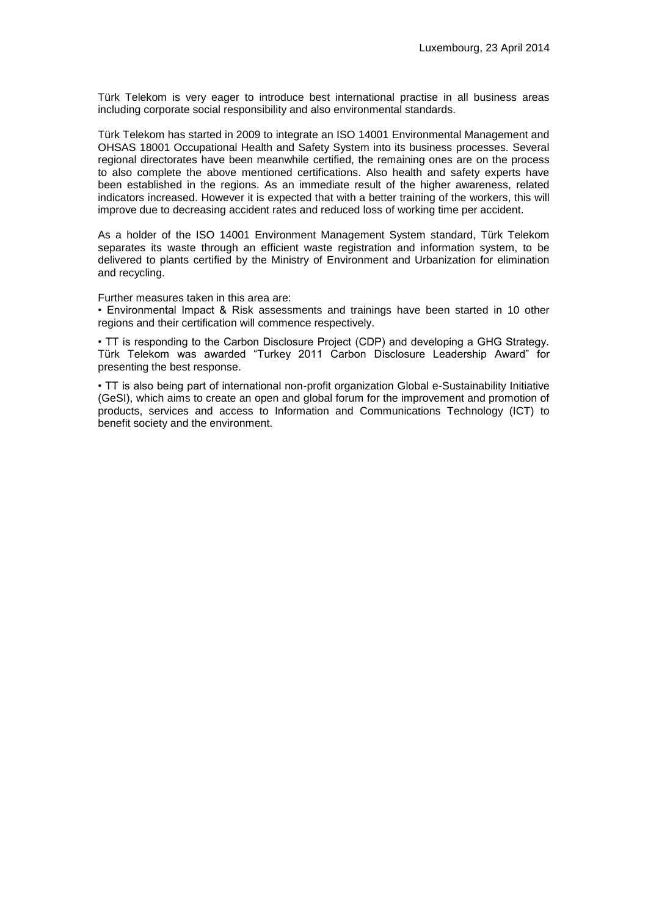Luxembourg, 23 April 2014

Türk Telekom is very eager to introduce best international practise in all business areas including corporate social responsibility and also environmental standards.

Türk Telekom has started in 2009 to integrate an ISO 14001 Environmental Management and OHSAS 18001 Occupational Health and Safety System into its business processes. Several regional directorates have been meanwhile certified, the remaining ones are on the process to also complete the above mentioned certifications. Also health and safety experts have been established in the regions. As an immediate result of the higher awareness, related indicators increased. However it is expected that with a better training of the workers, this will improve due to decreasing accident rates and reduced loss of working time per accident.

As a holder of the ISO 14001 Environment Management System standard, Türk Telekom separates its waste through an efficient waste registration and information system, to be delivered to plants certified by the Ministry of Environment and Urbanization for elimination and recycling.

Further measures taken in this area are:

• Environmental Impact & Risk assessments and trainings have been started in 10 other regions and their certification will commence respectively.

• TT is responding to the Carbon Disclosure Project (CDP) and developing a GHG Strategy. Türk Telekom was awarded "Turkey 2011 Carbon Disclosure Leadership Award" for presenting the best response.

• TT is also being part of international non-profit organization Global e-Sustainability Initiative (GeSI), which aims to create an open and global forum for the improvement and promotion of products, services and access to Information and Communications Technology (ICT) to benefit society and the environment.